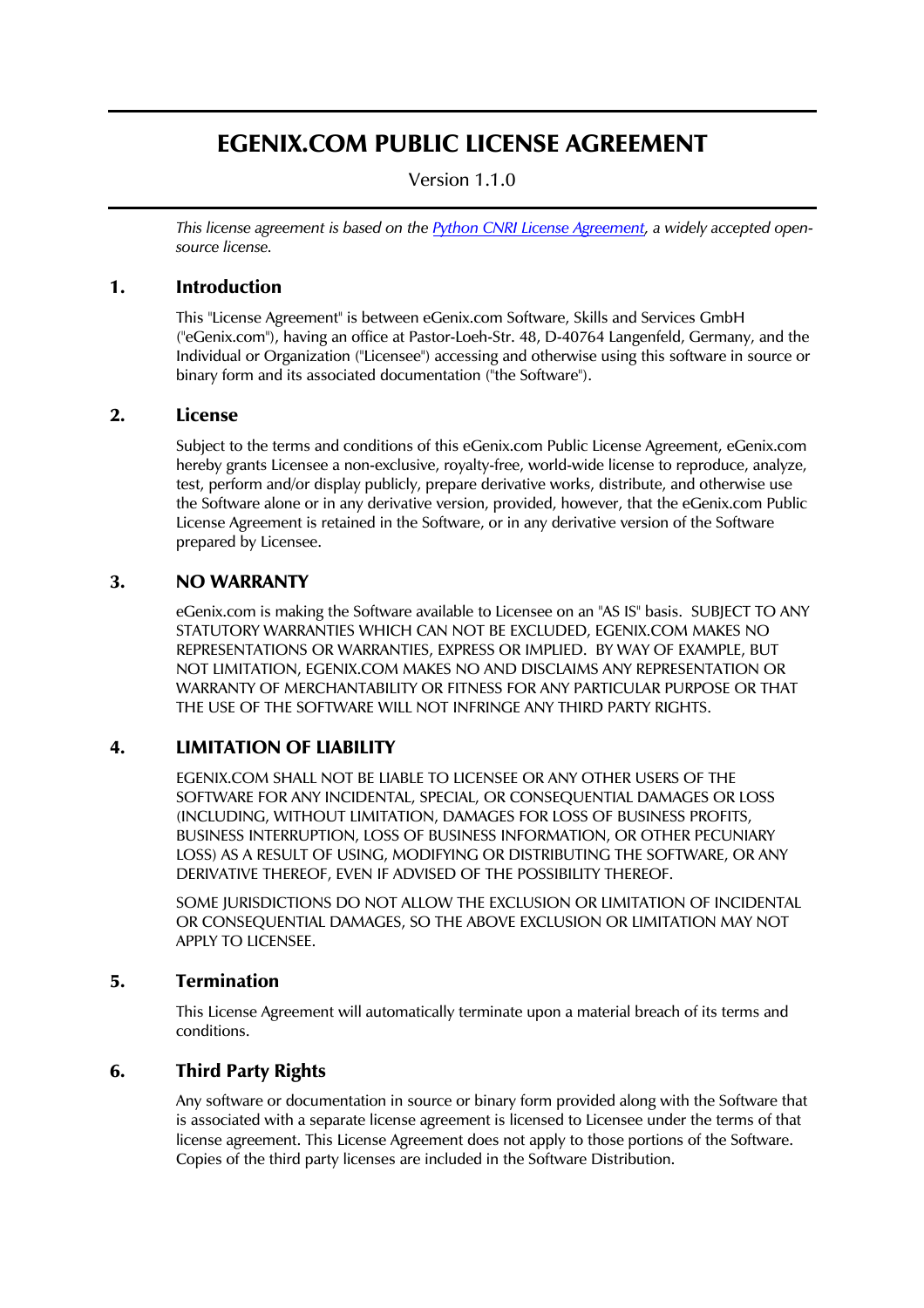# EGENIX.COM PUBLIC LICENSE AGREEMENT

Version 1.1.0

*This license agreement is based on the [Python CNRI License Agreement](), a widely accepted open-source license.*

## 1. Introduction

This "License Agreement" is between eGenix.com Software, Skills and Services GmbH ("eGenix.com"), having an office at Pastor-Loeh-Str. 48, D-40764 Langenfeld, Germany, and the Individual or Organization ("Licensee") accessing and otherwise using this software in source or binary form and its associated documentation ("the Software").

## 2. License

Subject to the terms and conditions of this eGenix.com Public License Agreement, eGenix.com hereby grants Licensee a non-exclusive, royalty-free, world-wide license to reproduce, analyze, test, perform and/or display publicly, prepare derivative works, distribute, and otherwise use the Software alone or in any derivative version, provided, however, that the eGenix.com Public License Agreement is retained in the Software, or in any derivative version of the Software prepared by Licensee.

## 3. NO WARRANTY

eGenix.com is making the Software available to Licensee on an "AS IS" basis. SUBJECT TO ANY STATUTORY WARRANTIES WHICH CAN NOT BE EXCLUDED, EGENIX.COM MAKES NO REPRESENTATIONS OR WARRANTIES, EXPRESS OR IMPLIED. BY WAY OF EXAMPLE, BUT NOT LIMITATION, EGENIX.COM MAKES NO AND DISCLAIMS ANY REPRESENTATION OR WARRANTY OF MERCHANTABILITY OR FITNESS FOR ANY PARTICULAR PURPOSE OR THAT THE USE OF THE SOFTWARE WILL NOT INFRINGE ANY THIRD PARTY RIGHTS.

## 4. LIMITATION OF LIABILITY

EGENIX.COM SHALL NOT BE LIABLE TO LICENSEE OR ANY OTHER USERS OF THE SOFTWARE FOR ANY INCIDENTAL, SPECIAL, OR CONSEQUENTIAL DAMAGES OR LOSS (INCLUDING, WITHOUT LIMITATION, DAMAGES FOR LOSS OF BUSINESS PROFITS, BUSINESS INTERRUPTION, LOSS OF BUSINESS INFORMATION, OR OTHER PECUNIARY LOSS) AS A RESULT OF USING, MODIFYING OR DISTRIBUTING THE SOFTWARE, OR ANY DERIVATIVE THEREOF, EVEN IF ADVISED OF THE POSSIBILITY THEREOF.

SOME JURISDICTIONS DO NOT ALLOW THE EXCLUSION OR LIMITATION OF INCIDENTAL OR CONSEQUENTIAL DAMAGES, SO THE ABOVE EXCLUSION OR LIMITATION MAY NOT APPLY TO LICENSEE.

## 5. Termination

This License Agreement will automatically terminate upon a material breach of its terms and conditions.

## 6. Third Party Rights

Any software or documentation in source or binary form provided along with the Software that is associated with a separate license agreement is licensed to Licensee under the terms of that license agreement. This License Agreement does not apply to those portions of the Software. Copies of the third party licenses are included in the Software Distribution.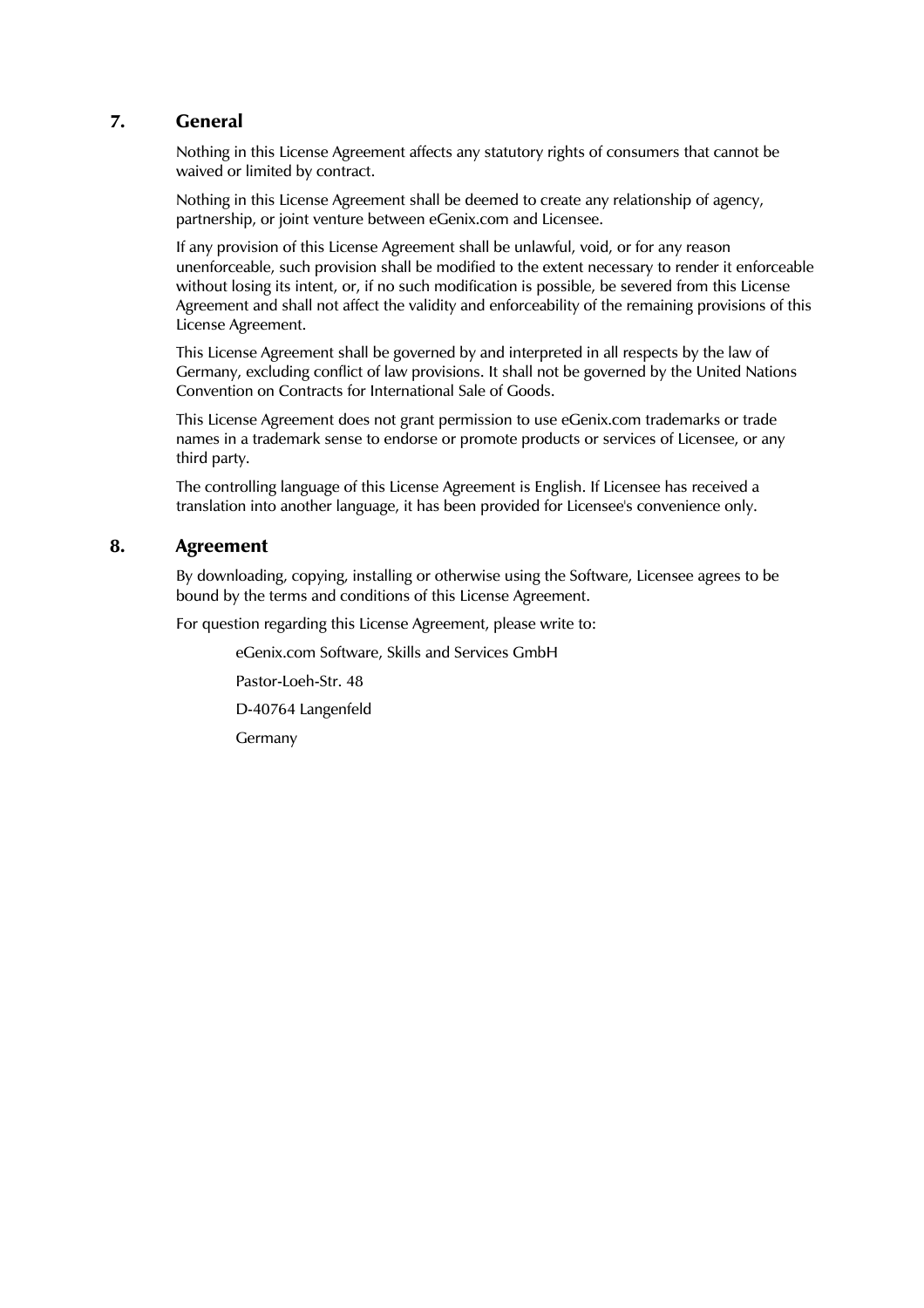## 7. General

Nothing in this License Agreement affects any statutory rights of consumers that cannot be waived or limited by contract.

Nothing in this License Agreement shall be deemed to create any relationship of agency, partnership, or joint venture between eGenix.com and Licensee.

If any provision of this License Agreement shall be unlawful, void, or for any reason unenforceable, such provision shall be modified to the extent necessary to render it enforceable without losing its intent, or, if no such modification is possible, be severed from this License Agreement and shall not affect the validity and enforceability of the remaining provisions of this License Agreement.

This License Agreement shall be governed by and interpreted in all respects by the law of Germany, excluding conflict of law provisions. It shall not be governed by the United Nations Convention on Contracts for International Sale of Goods.

This License Agreement does not grant permission to use eGenix.com trademarks or trade names in a trademark sense to endorse or promote products or services of Licensee, or any third party.

The controlling language of this License Agreement is English. If Licensee has received a translation into another language, it has been provided for Licensee's convenience only.

## 8. Agreement

By downloading, copying, installing or otherwise using the Software, Licensee agrees to be bound by the terms and conditions of this License Agreement.

For question regarding this License Agreement, please write to:

eGenix.com Software, Skills and Services GmbH

Pastor-Loeh-Str. 48

D-40764 Langenfeld

Germany